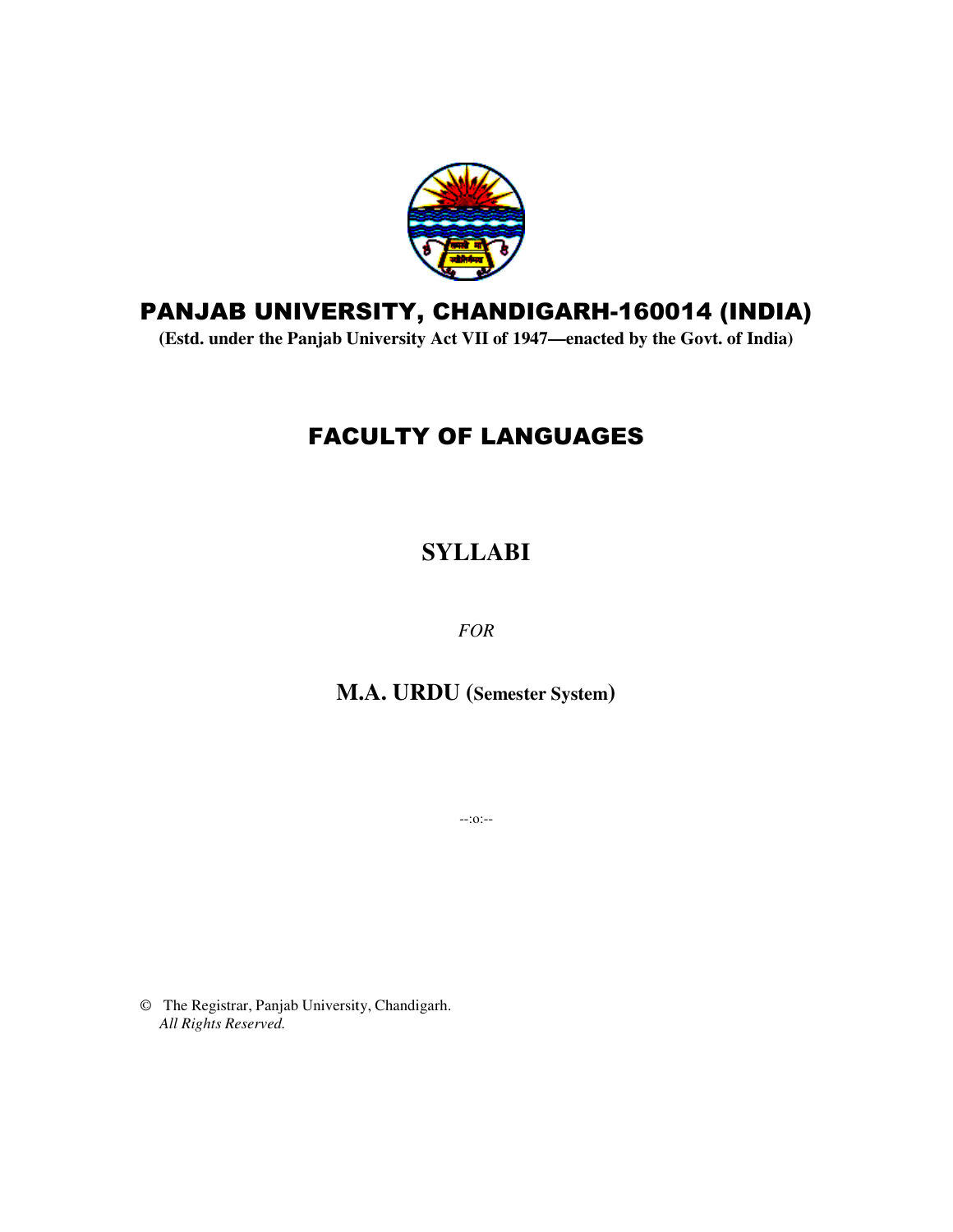# PANJAB UNIVERSITY, CHANDIGARH-160014 (INDIA)

**(Estd. under the Panjab University Act VII of 1947—enacted by the Govt. of India)**

## FACULTY OF LANGUAGES

# SYLLABI

*FOR*

**M.A. URDU (Semester System)**

--:o:--

© The Registrar, Panjab University, Chandigarh.
*All Rights Reserved.*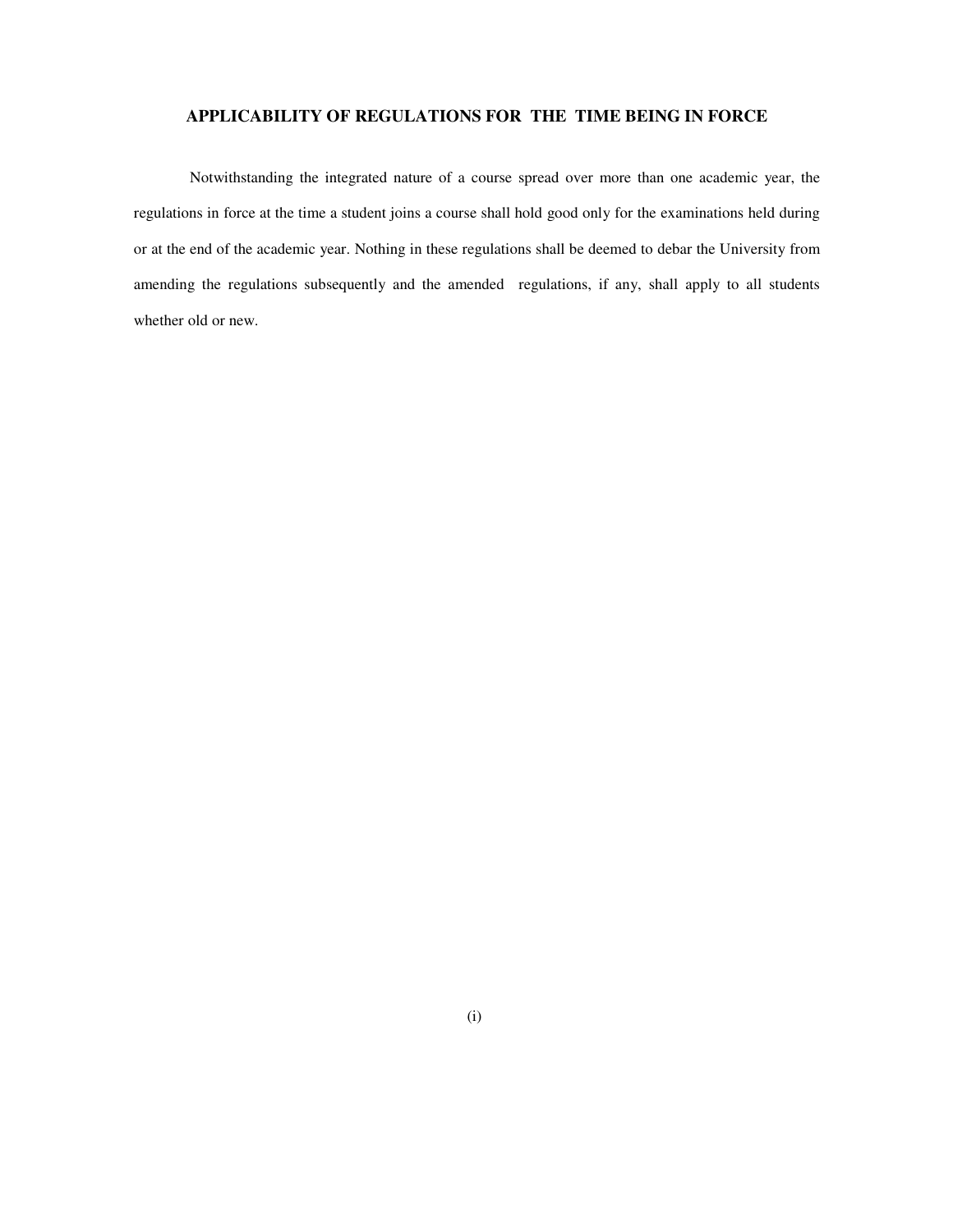## APPLICABILITY OF REGULATIONS FOR THE TIME BEING IN FORCE

Notwithstanding the integrated nature of a course spread over more than one academic year, the regulations in force at the time a student joins a course shall hold good only for the examinations held during or at the end of the academic year. Nothing in these regulations shall be deemed to debar the University from amending the regulations subsequently and the amended regulations, if any, shall apply to all students whether old or new.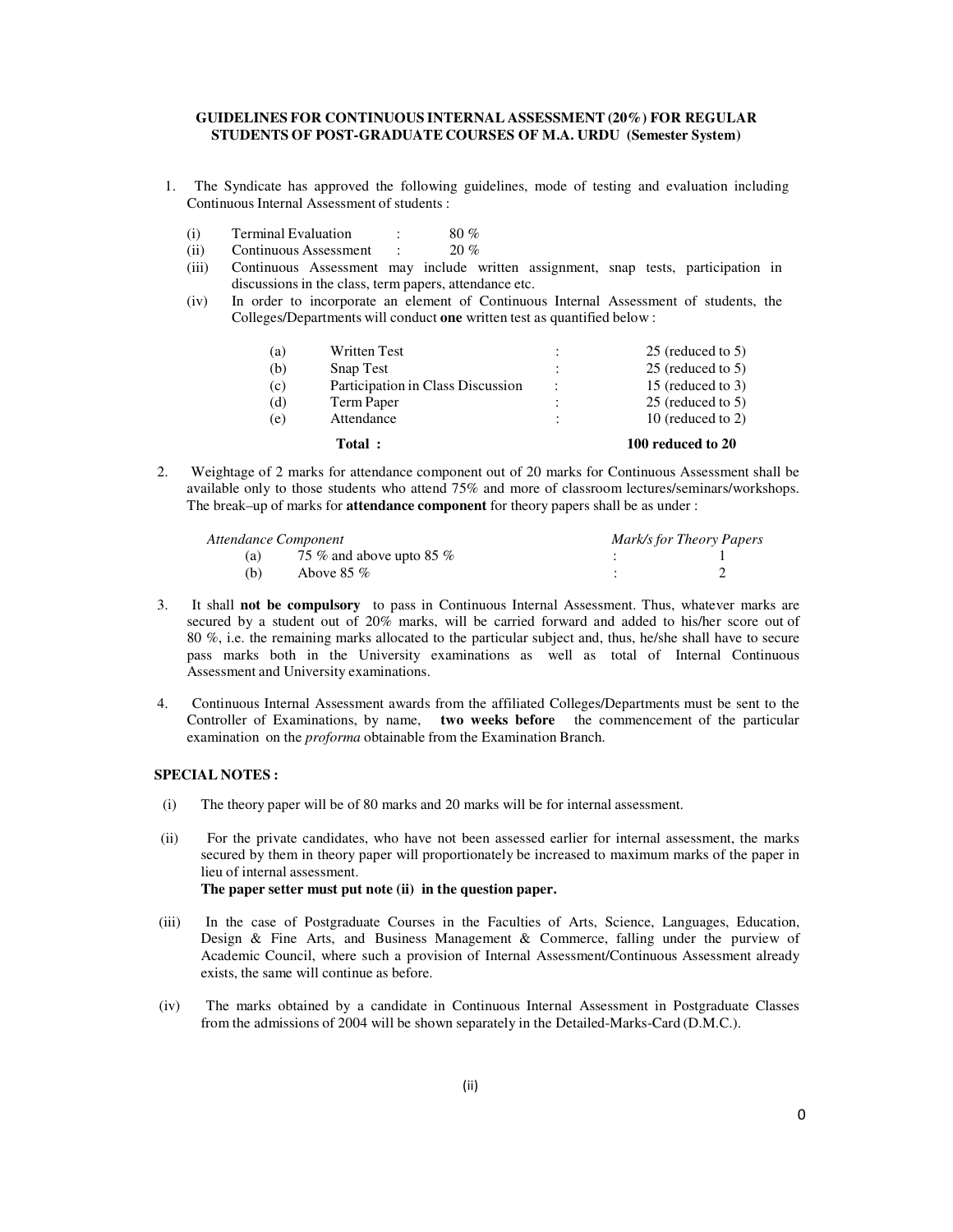## GUIDELINES FOR CONTINUOUS INTERNAL ASSESSMENT (20%) FOR REGULAR STUDENTS OF POST-GRADUATE COURSES OF M.A. URDU (Semester System)

1. The Syndicate has approved the following guidelines, mode of testing and evaluation including Continuous Internal Assessment of students :

   (i) Terminal Evaluation : 80 %

   (ii) Continuous Assessment : 20 %

   (iii) Continuous Assessment may include written assignment, snap tests, participation in discussions in the class, term papers, attendance etc.

   (iv) In order to incorporate an element of Continuous Internal Assessment of students, the Colleges/Departments will conduct **one** written test as quantified below :

| | | | |
|---|---|---|---|
| (a) | Written Test | : | 25 (reduced to 5) |
| (b) | Snap Test | : | 25 (reduced to 5) |
| (c) | Participation in Class Discussion | : | 15 (reduced to 3) |
| (d) | Term Paper | : | 25 (reduced to 5) |
| (e) | Attendance | : | 10 (reduced to 2) |
| | **Total :** | | **100 reduced to 20** |

2. Weightage of 2 marks for attendance component out of 20 marks for Continuous Assessment shall be available only to those students who attend 75% and more of classroom lectures/seminars/workshops. The break–up of marks for **attendance component** for theory papers shall be as under :

| *Attendance Component* | | | *Mark/s for Theory Papers* |
|---|---|---|---|
| (a) | 75 % and above upto 85 % | : | 1 |
| (b) | Above 85 % | : | 2 |

3. It shall **not be compulsory** to pass in Continuous Internal Assessment. Thus, whatever marks are secured by a student out of 20% marks, will be carried forward and added to his/her score out of 80 %, i.e. the remaining marks allocated to the particular subject and, thus, he/she shall have to secure pass marks both in the University examinations as well as total of Internal Continuous Assessment and University examinations.

4. Continuous Internal Assessment awards from the affiliated Colleges/Departments must be sent to the Controller of Examinations, by name, **two weeks before** the commencement of the particular examination on the *proforma* obtainable from the Examination Branch.

### SPECIAL NOTES :

(i) The theory paper will be of 80 marks and 20 marks will be for internal assessment.

(ii) For the private candidates, who have not been assessed earlier for internal assessment, the marks secured by them in theory paper will proportionately be increased to maximum marks of the paper in lieu of internal assessment.
**The paper setter must put note (ii) in the question paper.**

(iii) In the case of Postgraduate Courses in the Faculties of Arts, Science, Languages, Education, Design & Fine Arts, and Business Management & Commerce, falling under the purview of Academic Council, where such a provision of Internal Assessment/Continuous Assessment already exists, the same will continue as before.

(iv) The marks obtained by a candidate in Continuous Internal Assessment in Postgraduate Classes from the admissions of 2004 will be shown separately in the Detailed-Marks-Card (D.M.C.).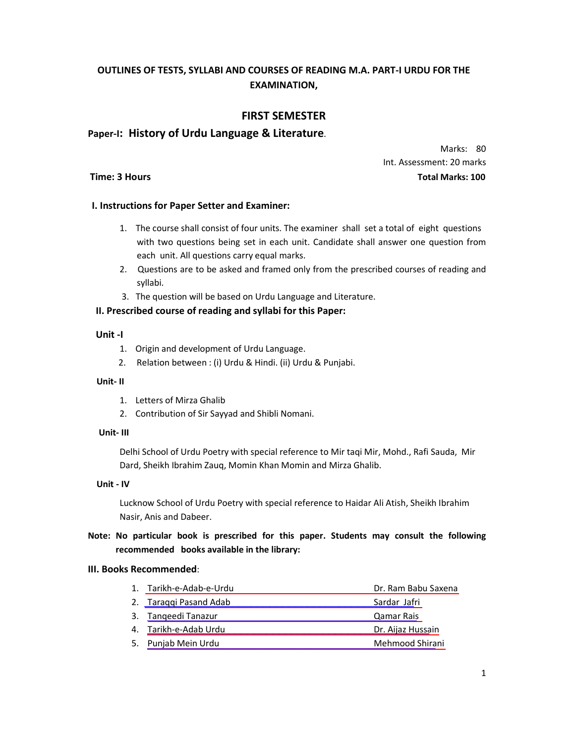# OUTLINES OF TESTS, SYLLABI AND COURSES OF READING M.A. PART-I URDU FOR THE EXAMINATION,

## FIRST SEMESTER

### Paper-I: History of Urdu Language & Literature.

Marks: 80
Int. Assessment: 20 marks

**Time: 3 Hours** **Total Marks: 100**

**I. Instructions for Paper Setter and Examiner:**

1. The course shall consist of four units. The examiner shall set a total of eight questions with two questions being set in each unit. Candidate shall answer one question from each unit. All questions carry equal marks.
2. Questions are to be asked and framed only from the prescribed courses of reading and syllabi.
3. The question will be based on Urdu Language and Literature.

**II. Prescribed course of reading and syllabi for this Paper:**

**Unit -I**

1. Origin and development of Urdu Language.
2. Relation between : (i) Urdu & Hindi. (ii) Urdu & Punjabi.

**Unit- II**

1. Letters of Mirza Ghalib
2. Contribution of Sir Sayyad and Shibli Nomani.

**Unit- III**

Delhi School of Urdu Poetry with special reference to Mir taqi Mir, Mohd., Rafi Sauda, Mir Dard, Sheikh Ibrahim Zauq, Momin Khan Momin and Mirza Ghalib.

**Unit - IV**

Lucknow School of Urdu Poetry with special reference to Haidar Ali Atish, Sheikh Ibrahim Nasir, Anis and Dabeer.

**Note: No particular book is prescribed for this paper. Students may consult the following recommended books available in the library:**

**III. Books Recommended**:

| No. | Title | Author |
|---|---|---|
| 1. | Tarikh-e-Adab-e-Urdu | Dr. Ram Babu Saxena |
| 2. | Taraqqi Pasand Adab | Sardar Jafri |
| 3. | Tanqeedi Tanazur | Qamar Rais |
| 4. | Tarikh-e-Adab Urdu | Dr. Aijaz Hussain |
| 5. | Punjab Mein Urdu | Mehmood Shirani |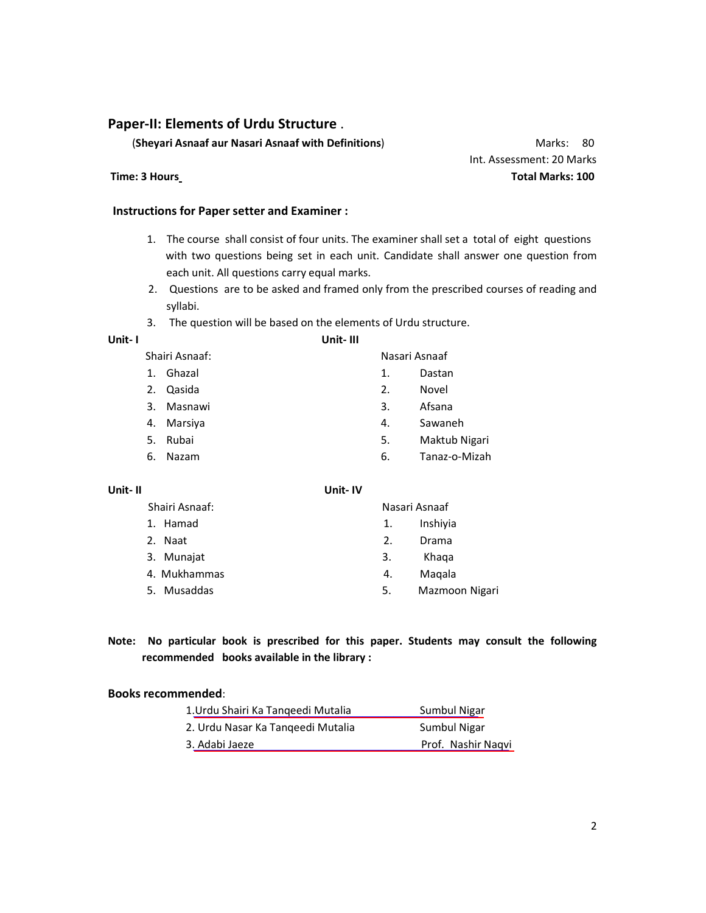## Paper-II: Elements of Urdu Structure .

(**Sheyari Asnaaf aur Nasari Asnaaf with Definitions**) Marks: 80

Int. Assessment: 20 Marks

**Time: 3 Hours** **Total Marks: 100**

### Instructions for Paper setter and Examiner :

1. The course shall consist of four units. The examiner shall set a total of eight questions with two questions being set in each unit. Candidate shall answer one question from each unit. All questions carry equal marks.
2. Questions are to be asked and framed only from the prescribed courses of reading and syllabi.
3. The question will be based on the elements of Urdu structure.

**Unit- I**

Shairi Asnaaf:

1. Ghazal
2. Qasida
3. Masnawi
4. Marsiya
5. Rubai
6. Nazam

**Unit- II**

Shairi Asnaaf:

1. Hamad
2. Naat
3. Munajat
4. Mukhammas
5. Musaddas

**Unit- III**

Nasari Asnaaf

1. Dastan
2. Novel
3. Afsana
4. Sawaneh
5. Maktub Nigari
6. Tanaz-o-Mizah

**Unit- IV**

Nasari Asnaaf

1. Inshiyia
2. Drama
3. Khaqa
4. Maqala
5. Mazmoon Nigari

**Note: No particular book is prescribed for this paper. Students may consult the following recommended books available in the library :**

**Books recommended**:

| | |
|---|---|
| 1. Urdu Shairi Ka Tanqeedi Mutalia | Sumbul Nigar |
| 2. Urdu Nasar Ka Tanqeedi Mutalia | Sumbul Nigar |
| 3. Adabi Jaeze | Prof. Nashir Naqvi |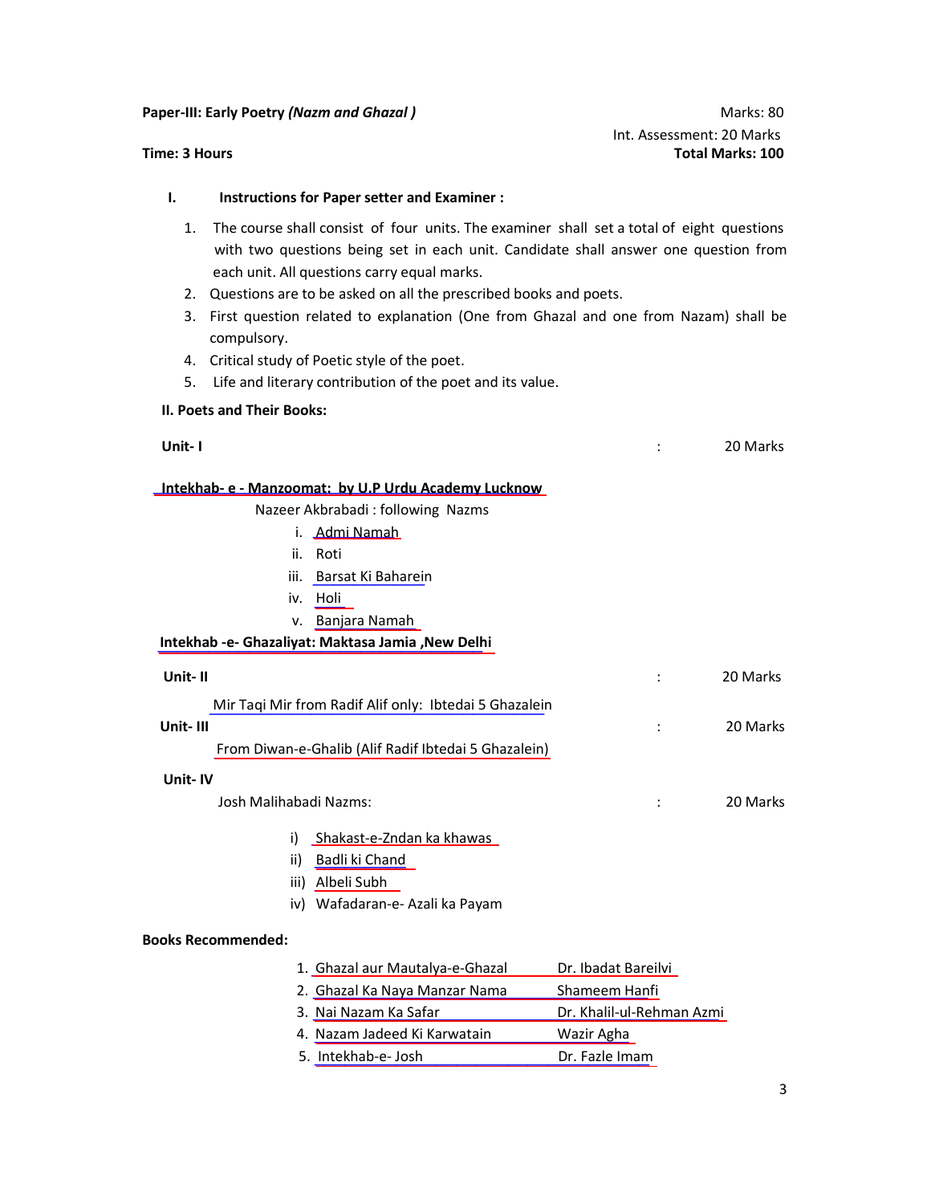**Paper-III: Early Poetry *(Nazm and Ghazal )*** Marks: 80

Int. Assessment: 20 Marks

**Time: 3 Hours** **Total Marks: 100**

**I. Instructions for Paper setter and Examiner :**

1. The course shall consist of four units. The examiner shall set a total of eight questions with two questions being set in each unit. Candidate shall answer one question from each unit. All questions carry equal marks.
2. Questions are to be asked on all the prescribed books and poets.
3. First question related to explanation (One from Ghazal and one from Nazam) shall be compulsory.
4. Critical study of Poetic style of the poet.
5. Life and literary contribution of the poet and its value.

**II. Poets and Their Books:**

**Unit- I** : 20 Marks

**Intekhab- e - Manzoomat: by U.P Urdu Academy Lucknow**

Nazeer Akbrabadi : following Nazms

i. Admi Namah
ii. Roti
iii. Barsat Ki Baharein
iv. Holi
v. Banjara Namah

**Intekhab -e- Ghazaliyat: Maktasa Jamia ,New Delhi**

**Unit- II** : 20 Marks

Mir Taqi Mir from Radif Alif only: Ibtedai 5 Ghazalein

**Unit- III** : 20 Marks

From Diwan-e-Ghalib (Alif Radif Ibtedai 5 Ghazalein)

**Unit- IV**

Josh Malihabadi Nazms: : 20 Marks

i) Shakast-e-Zndan ka khawas
ii) Badli ki Chand
iii) Albeli Subh
iv) Wafadaran-e- Azali ka Payam

**Books Recommended:**

1. Ghazal aur Mautalya-e-Ghazal — Dr. Ibadat Bareilvi
2. Ghazal Ka Naya Manzar Nama — Shameem Hanfi
3. Nai Nazam Ka Safar — Dr. Khalil-ul-Rehman Azmi
4. Nazam Jadeed Ki Karwatain — Wazir Agha
5. Intekhab-e- Josh — Dr. Fazle Imam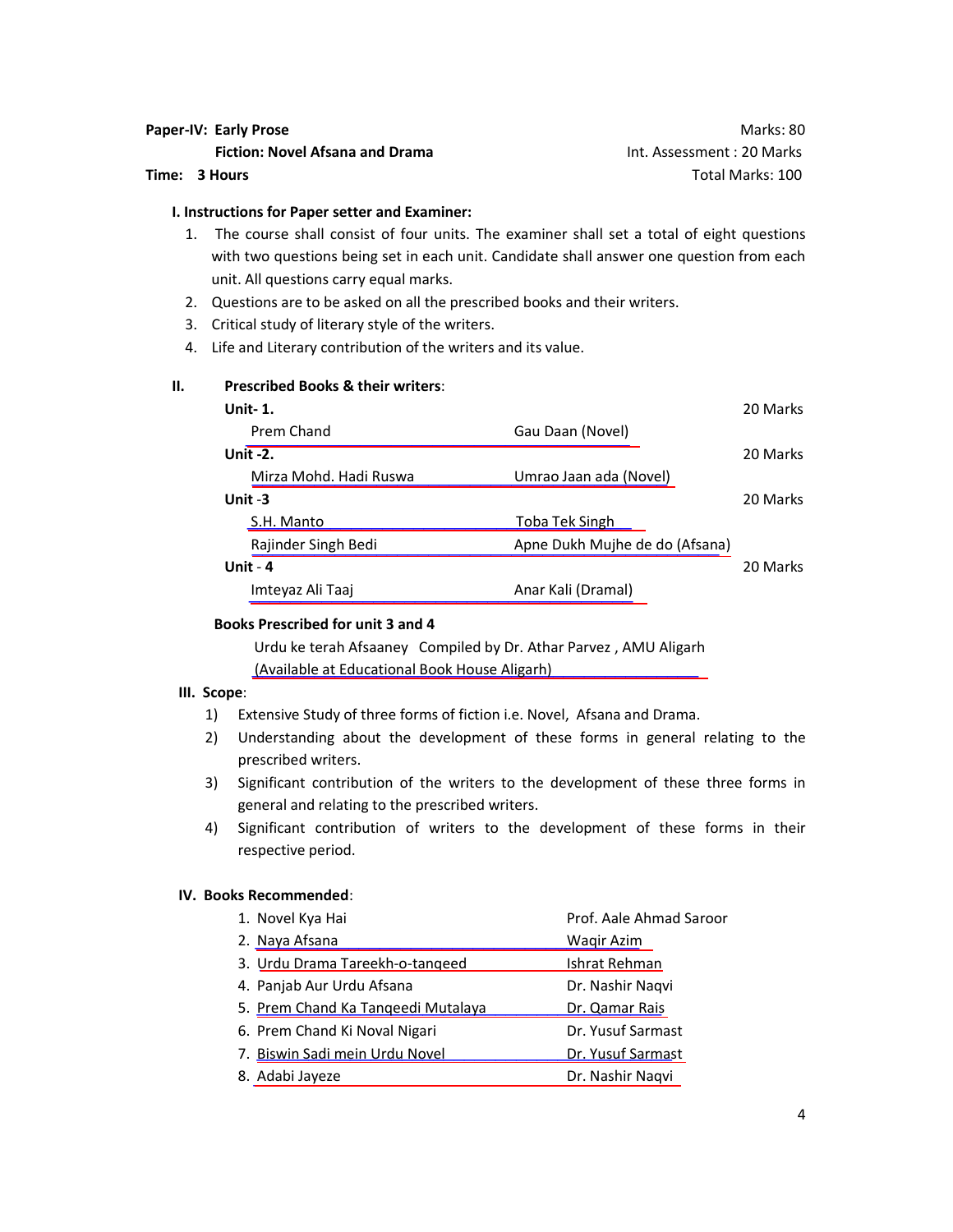**Paper-IV: Early Prose** | Marks: 80

**Fiction: Novel Afsana and Drama** | Int. Assessment : 20 Marks

**Time: 3 Hours** | Total Marks: 100

**I. Instructions for Paper setter and Examiner:**

1. The course shall consist of four units. The examiner shall set a total of eight questions with two questions being set in each unit. Candidate shall answer one question from each unit. All questions carry equal marks.
2. Questions are to be asked on all the prescribed books and their writers.
3. Critical study of literary style of the writers.
4. Life and Literary contribution of the writers and its value.

**II. Prescribed Books & their writers:**

| | | |
|---|---|---|
| **Unit- 1.** | | 20 Marks |
| Prem Chand | Gau Daan (Novel) | |
| **Unit -2.** | | 20 Marks |
| Mirza Mohd. Hadi Ruswa | Umrao Jaan ada (Novel) | |
| **Unit -3** | | 20 Marks |
| S.H. Manto | Toba Tek Singh | |
| Rajinder Singh Bedi | Apne Dukh Mujhe de do (Afsana) | |
| **Unit - 4** | | 20 Marks |
| Imteyaz Ali Taaj | Anar Kali (Dramal) | |

**Books Prescribed for unit 3 and 4**

Urdu ke terah Afsaaney Compiled by Dr. Athar Parvez , AMU Aligarh
(Available at Educational Book House Aligarh)

**III. Scope:**

1) Extensive Study of three forms of fiction i.e. Novel, Afsana and Drama.
2) Understanding about the development of these forms in general relating to the prescribed writers.
3) Significant contribution of the writers to the development of these three forms in general and relating to the prescribed writers.
4) Significant contribution of writers to the development of these forms in their respective period.

**IV. Books Recommended:**

| | |
|---|---|
| 1. Novel Kya Hai | Prof. Aale Ahmad Saroor |
| 2. Naya Afsana | Waqir Azim |
| 3. Urdu Drama Tareekh-o-tanqeed | Ishrat Rehman |
| 4. Panjab Aur Urdu Afsana | Dr. Nashir Naqvi |
| 5. Prem Chand Ka Tanqeedi Mutalaya | Dr. Qamar Rais |
| 6. Prem Chand Ki Noval Nigari | Dr. Yusuf Sarmast |
| 7. Biswin Sadi mein Urdu Novel | Dr. Yusuf Sarmast |
| 8. Adabi Jayeze | Dr. Nashir Naqvi |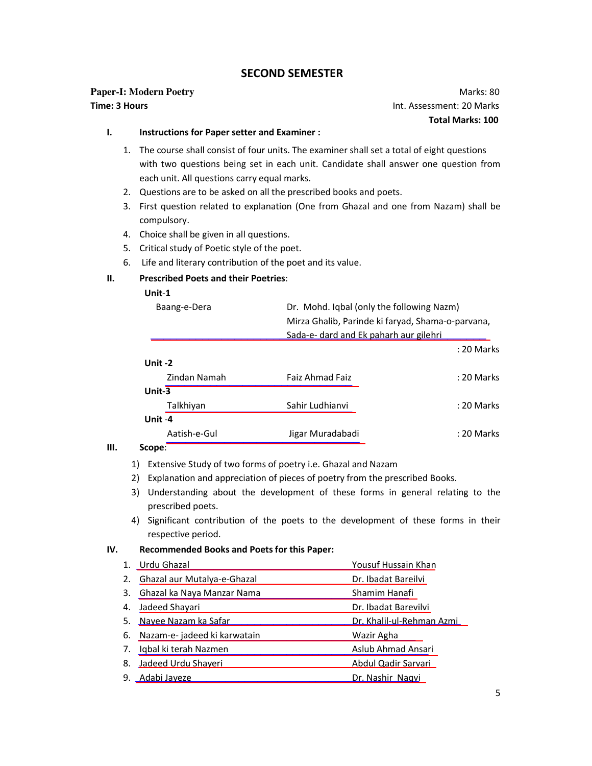## SECOND SEMESTER

**Paper-I: Modern Poetry** Marks: 80

**Time: 3 Hours** Int. Assessment: 20 Marks

**Total Marks: 100**

**I. Instructions for Paper setter and Examiner :**

1. The course shall consist of four units. The examiner shall set a total of eight questions with two questions being set in each unit. Candidate shall answer one question from each unit. All questions carry equal marks.
2. Questions are to be asked on all the prescribed books and poets.
3. First question related to explanation (One from Ghazal and one from Nazam) shall be compulsory.
4. Choice shall be given in all questions.
5. Critical study of Poetic style of the poet.
6. Life and literary contribution of the poet and its value.

**II. Prescribed Poets and their Poetries:**

**Unit-1**

| | | |
|---|---|---|
| Baang-e-Dera | Dr. Mohd. Iqbal (only the following Nazm) Mirza Ghalib, Parinde ki faryad, Shama-o-parvana, Sada-e- dard and Ek paharh aur gilehri | : 20 Marks |

**Unit -2**

| | | |
|---|---|---|
| Zindan Namah | Faiz Ahmad Faiz | : 20 Marks |

**Unit-3**

| | | |
|---|---|---|
| Talkhiyan | Sahir Ludhianvi | : 20 Marks |

**Unit -4**

| | | |
|---|---|---|
| Aatish-e-Gul | Jigar Muradabadi | : 20 Marks |

**III. Scope:**

1) Extensive Study of two forms of poetry i.e. Ghazal and Nazam
2) Explanation and appreciation of pieces of poetry from the prescribed Books.
3) Understanding about the development of these forms in general relating to the prescribed poets.
4) Significant contribution of the poets to the development of these forms in their respective period.

**IV. Recommended Books and Poets for this Paper:**

| | Book | Author |
|---|---|---|
| 1. | Urdu Ghazal | Yousuf Hussain Khan |
| 2. | Ghazal aur Mutalya-e-Ghazal | Dr. Ibadat Bareilvi |
| 3. | Ghazal ka Naya Manzar Nama | Shamim Hanafi |
| 4. | Jadeed Shayari | Dr. Ibadat Barevilvi |
| 5. | Nayee Nazam ka Safar | Dr. Khalil-ul-Rehman Azmi |
| 6. | Nazam-e- jadeed ki karwatain | Wazir Agha |
| 7. | Iqbal ki terah Nazmen | Aslub Ahmad Ansari |
| 8. | Jadeed Urdu Shayeri | Abdul Qadir Sarvari |
| 9. | Adabi Jayeze | Dr. Nashir Naqvi |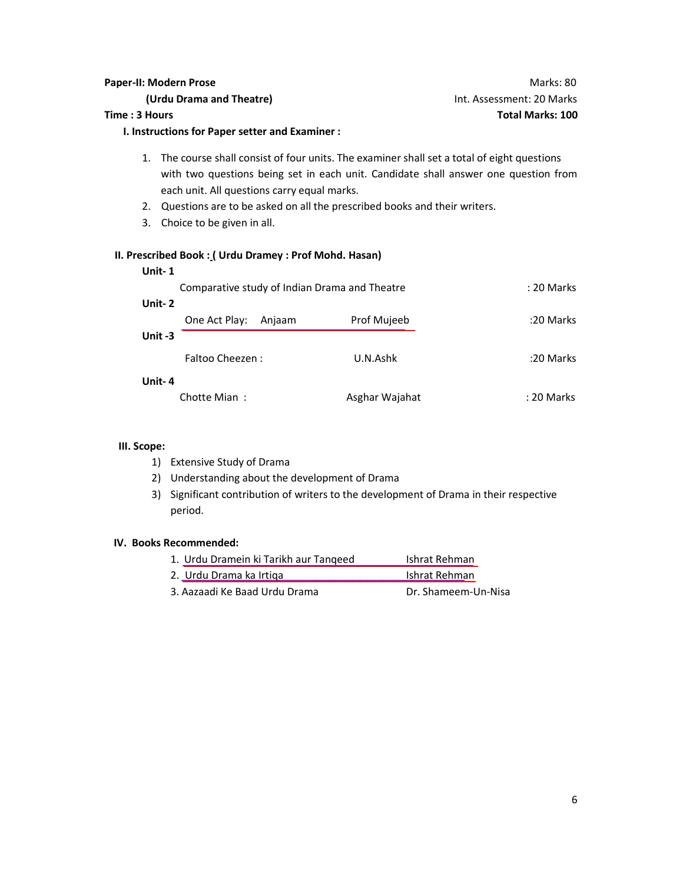**Paper-II: Modern Prose** Marks: 80

**(Urdu Drama and Theatre)** Int. Assessment: 20 Marks

**Time : 3 Hours** **Total Marks: 100**

**I. Instructions for Paper setter and Examiner :**

1. The course shall consist of four units. The examiner shall set a total of eight questions with two questions being set in each unit. Candidate shall answer one question from each unit. All questions carry equal marks.
2. Questions are to be asked on all the prescribed books and their writers.
3. Choice to be given in all.

**II. Prescribed Book : ( Urdu Dramey : Prof Mohd. Hasan)**

**Unit- 1**

| | | |
|---|---|---|
| Comparative study of Indian Drama and Theatre | | : 20 Marks |

**Unit- 2**

| | | |
|---|---|---|
| One Act Play: Anjaam | Prof Mujeeb | :20 Marks |

**Unit -3**

| | | |
|---|---|---|
| Faltoo Cheezen : | U.N.Ashk | :20 Marks |

**Unit- 4**

| | | |
|---|---|---|
| Chotte Mian : | Asghar Wajahat | : 20 Marks |

**III. Scope:**

1) Extensive Study of Drama
2) Understanding about the development of Drama
3) Significant contribution of writers to the development of Drama in their respective period.

**IV. Books Recommended:**

| | |
|---|---|
| 1. Urdu Dramein ki Tarikh aur Tanqeed | Ishrat Rehman |
| 2. Urdu Drama ka Irtiqa | Ishrat Rehman |
| 3. Aazaadi Ke Baad Urdu Drama | Dr. Shameem-Un-Nisa |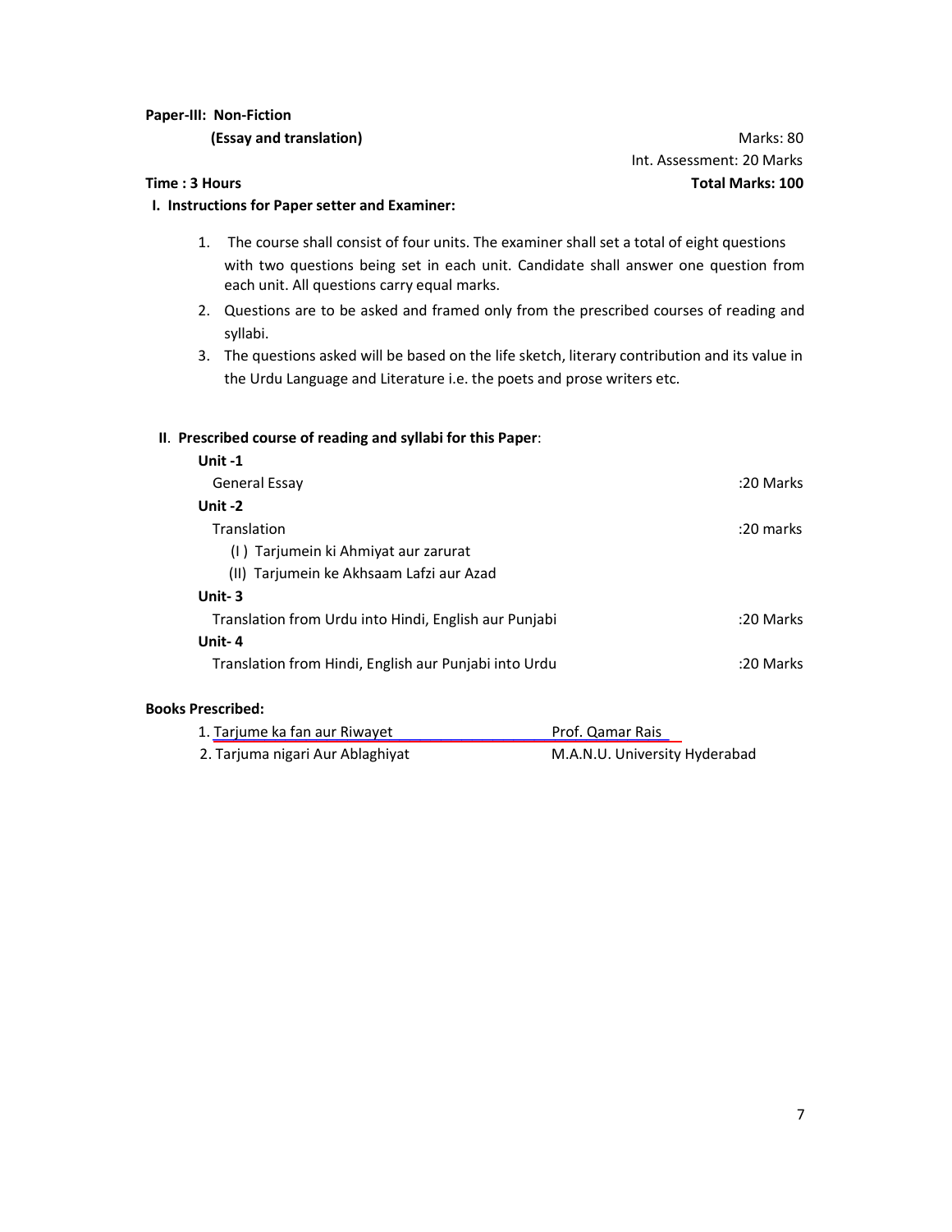**Paper-III: Non-Fiction**

**(Essay and translation)**

Marks: 80

Int. Assessment: 20 Marks

**Time : 3 Hours** **Total Marks: 100**

**I. Instructions for Paper setter and Examiner:**

1. The course shall consist of four units. The examiner shall set a total of eight questions with two questions being set in each unit. Candidate shall answer one question from each unit. All questions carry equal marks.
2. Questions are to be asked and framed only from the prescribed courses of reading and syllabi.
3. The questions asked will be based on the life sketch, literary contribution and its value in the Urdu Language and Literature i.e. the poets and prose writers etc.

**II. Prescribed course of reading and syllabi for this Paper:**

**Unit -1**

General Essay :20 Marks

**Unit -2**

Translation :20 marks

(I) Tarjumein ki Ahmiyat aur zarurat

(II) Tarjumein ke Akhsaam Lafzi aur Azad

**Unit- 3**

Translation from Urdu into Hindi, English aur Punjabi :20 Marks

**Unit- 4**

Translation from Hindi, English aur Punjabi into Urdu :20 Marks

**Books Prescribed:**

| | |
|---|---|
| 1. Tarjume ka fan aur Riwayet | Prof. Qamar Rais |
| 2. Tarjuma nigari Aur Ablaghiyat | M.A.N.U. University Hyderabad |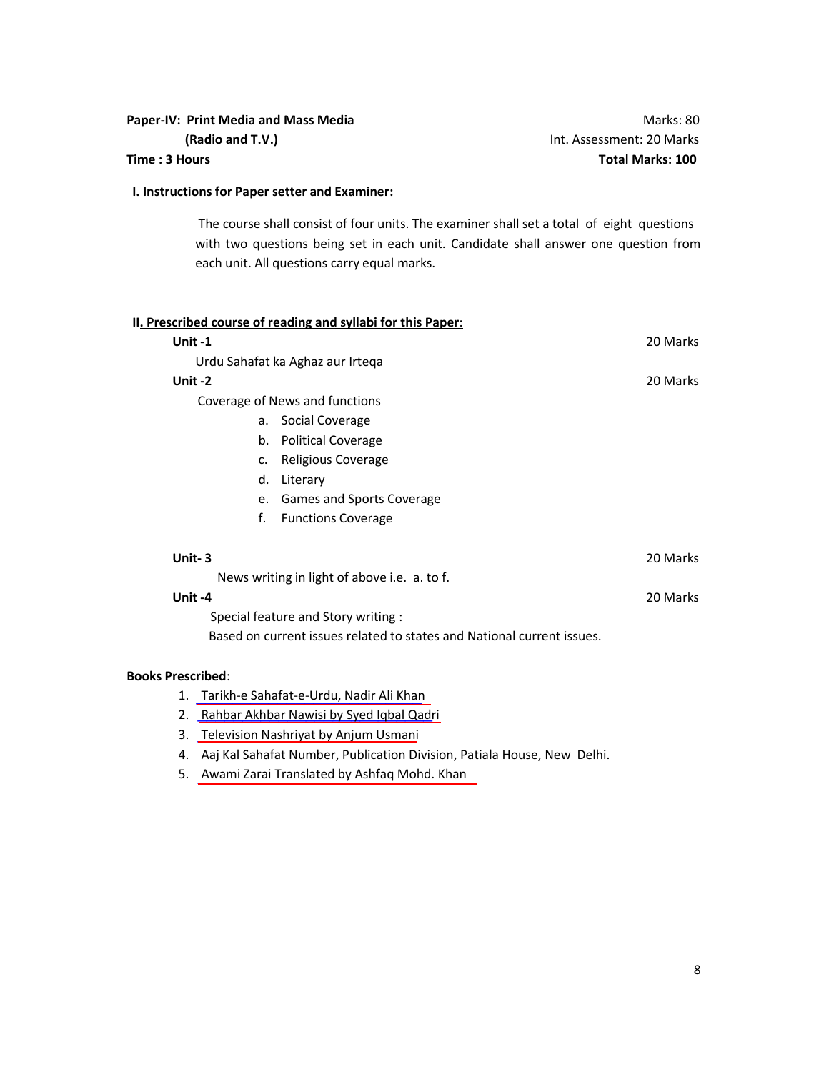**Paper-IV: Print Media and Mass Media** Marks: 80
**(Radio and T.V.)** Int. Assessment: 20 Marks
**Time : 3 Hours** **Total Marks: 100**

**I. Instructions for Paper setter and Examiner:**

The course shall consist of four units. The examiner shall set a total of eight questions with two questions being set in each unit. Candidate shall answer one question from each unit. All questions carry equal marks.

**II. Prescribed course of reading and syllabi for this Paper:**

**Unit -1** 20 Marks

Urdu Sahafat ka Aghaz aur Irteqa

**Unit -2** 20 Marks

Coverage of News and functions

a. Social Coverage
b. Political Coverage
c. Religious Coverage
d. Literary
e. Games and Sports Coverage
f. Functions Coverage

**Unit- 3** 20 Marks

News writing in light of above i.e. a. to f.

**Unit -4** 20 Marks

Special feature and Story writing :
Based on current issues related to states and National current issues.

**Books Prescribed:**

1. Tarikh-e Sahafat-e-Urdu, Nadir Ali Khan
2. Rahbar Akhbar Nawisi by Syed Iqbal Qadri
3. Television Nashriyat by Anjum Usmani
4. Aaj Kal Sahafat Number, Publication Division, Patiala House, New Delhi.
5. Awami Zarai Translated by Ashfaq Mohd. Khan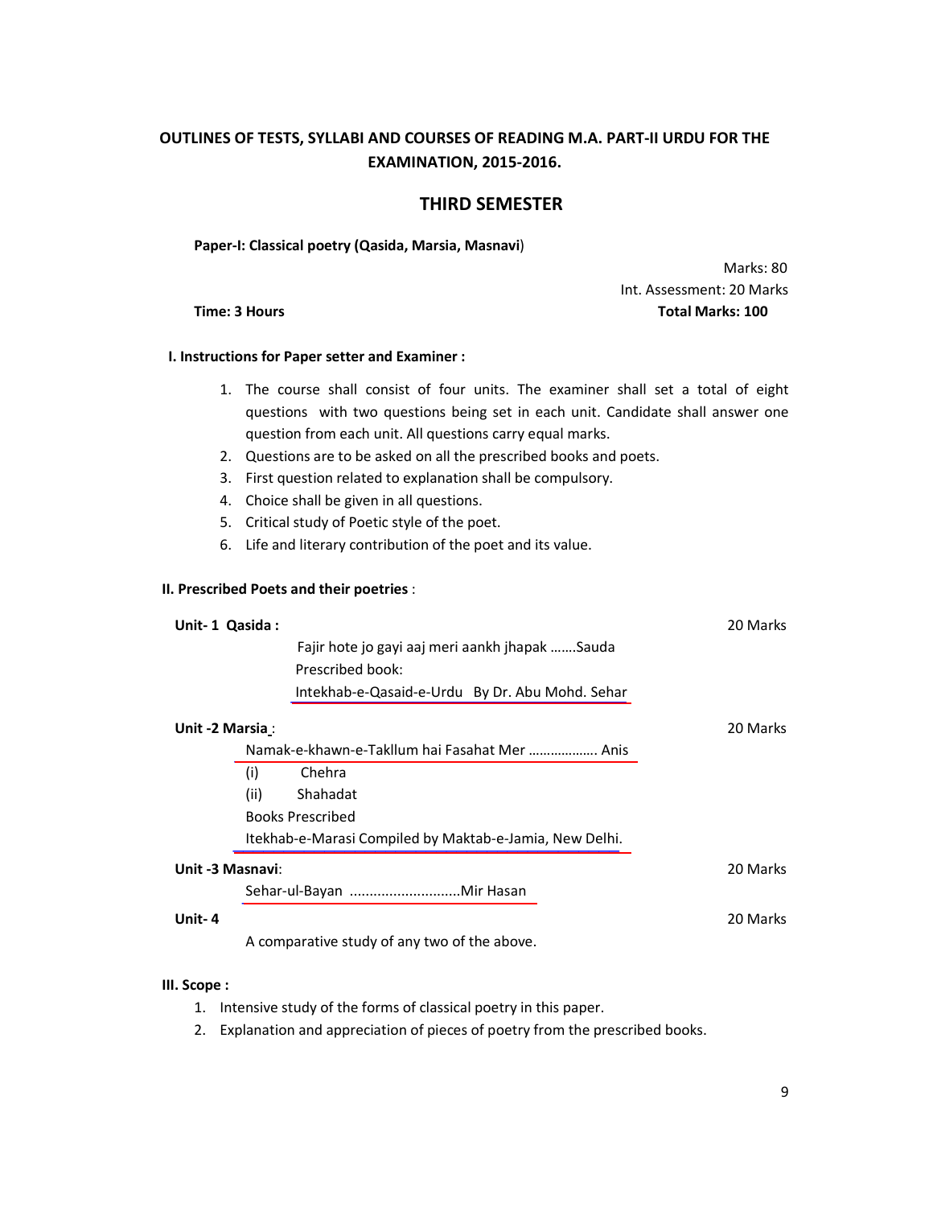## OUTLINES OF TESTS, SYLLABI AND COURSES OF READING M.A. PART-II URDU FOR THE EXAMINATION, 2015-2016.

## THIRD SEMESTER

**Paper-I: Classical poetry (Qasida, Marsia, Masnavi)**

Marks: 80
Int. Assessment: 20 Marks
**Time: 3 Hours** **Total Marks: 100**

### I. Instructions for Paper setter and Examiner :

1. The course shall consist of four units. The examiner shall set a total of eight questions with two questions being set in each unit. Candidate shall answer one question from each unit. All questions carry equal marks.
2. Questions are to be asked on all the prescribed books and poets.
3. First question related to explanation shall be compulsory.
4. Choice shall be given in all questions.
5. Critical study of Poetic style of the poet.
6. Life and literary contribution of the poet and its value.

### II. Prescribed Poets and their poetries :

**Unit- 1 Qasida :** 20 Marks

Fajir hote jo gayi aaj meri aankh jhapak .......Sauda
Prescribed book:
Intekhab-e-Qasaid-e-Urdu By Dr. Abu Mohd. Sehar

**Unit -2 Marsia :** 20 Marks

Namak-e-khawn-e-Takllum hai Fasahat Mer .................. Anis

(i) Chehra
(ii) Shahadat

Books Prescribed
Itekhab-e-Marasi Compiled by Maktab-e-Jamia, New Delhi.

**Unit -3 Masnavi:** 20 Marks

Sehar-ul-Bayan ............................Mir Hasan

**Unit- 4** 20 Marks

A comparative study of any two of the above.

### III. Scope :

1. Intensive study of the forms of classical poetry in this paper.
2. Explanation and appreciation of pieces of poetry from the prescribed books.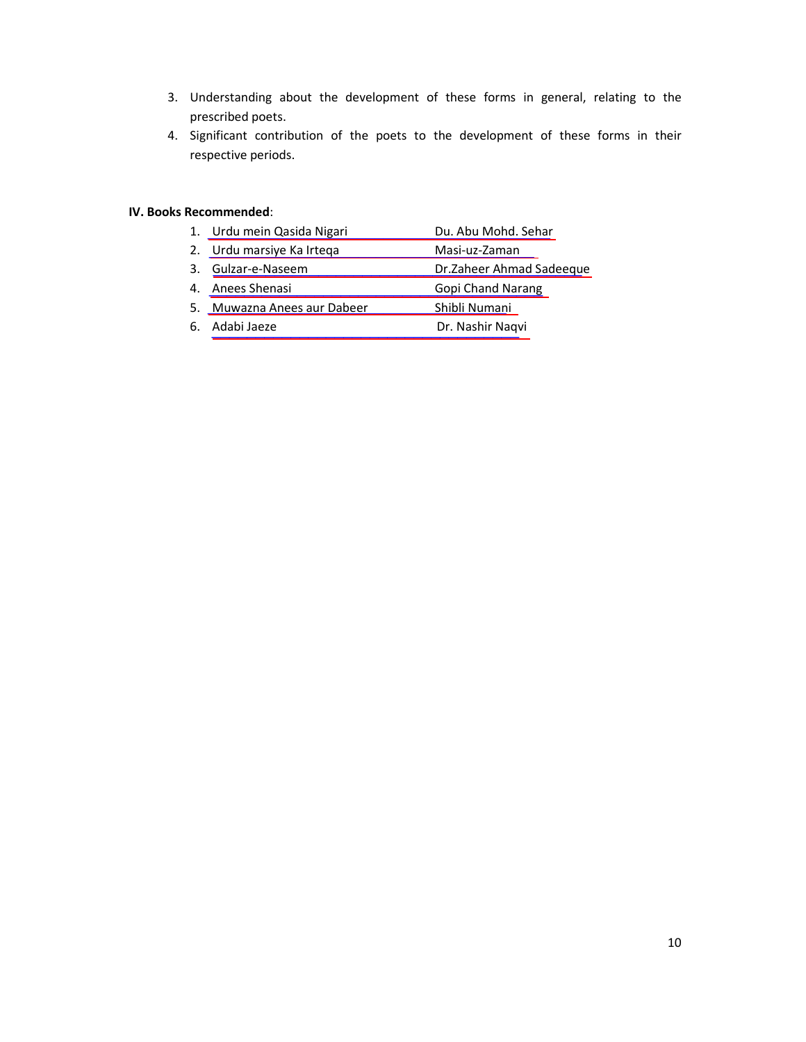3. Understanding about the development of these forms in general, relating to the prescribed poets.
4. Significant contribution of the poets to the development of these forms in their respective periods.

**IV. Books Recommended**:

| | Book | Author |
|---|---|---|
| 1. | Urdu mein Qasida Nigari | Du. Abu Mohd. Sehar |
| 2. | Urdu marsiye Ka Irteqa | Masi-uz-Zaman |
| 3. | Gulzar-e-Naseem | Dr.Zaheer Ahmad Sadeeque |
| 4. | Anees Shenasi | Gopi Chand Narang |
| 5. | Muwazna Anees aur Dabeer | Shibli Numani |
| 6. | Adabi Jaeze | Dr. Nashir Naqvi |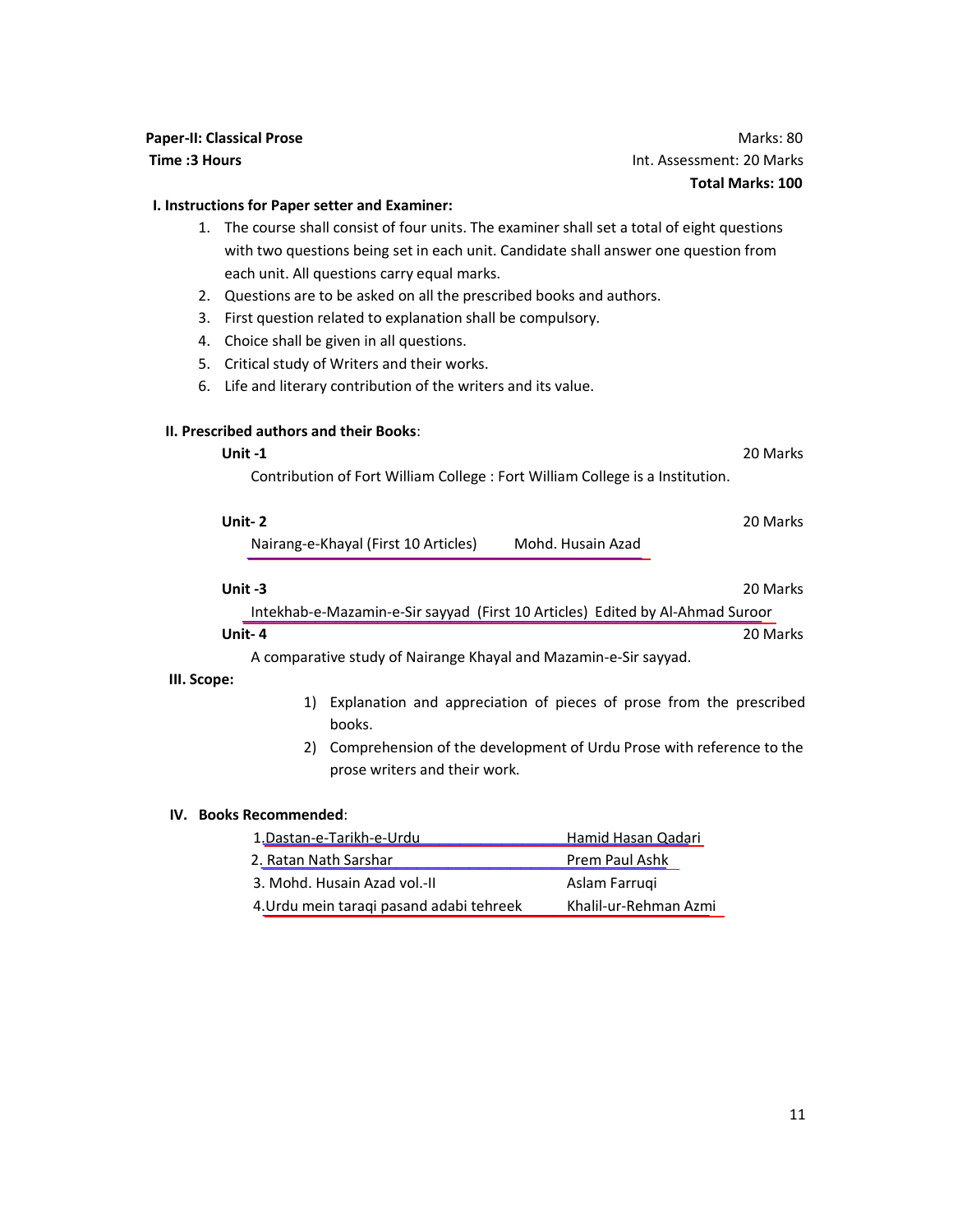**Paper-II: Classical Prose** Marks: 80

**Time :3 Hours** Int. Assessment: 20 Marks

**Total Marks: 100**

**I. Instructions for Paper setter and Examiner:**

1. The course shall consist of four units. The examiner shall set a total of eight questions with two questions being set in each unit. Candidate shall answer one question from each unit. All questions carry equal marks.
2. Questions are to be asked on all the prescribed books and authors.
3. First question related to explanation shall be compulsory.
4. Choice shall be given in all questions.
5. Critical study of Writers and their works.
6. Life and literary contribution of the writers and its value.

**II. Prescribed authors and their Books**:

**Unit -1** 20 Marks

Contribution of Fort William College : Fort William College is a Institution.

**Unit- 2** 20 Marks

Nairang-e-Khayal (First 10 Articles) Mohd. Husain Azad

**Unit -3** 20 Marks

Intekhab-e-Mazamin-e-Sir sayyad (First 10 Articles) Edited by Al-Ahmad Suroor

**Unit- 4** 20 Marks

A comparative study of Nairange Khayal and Mazamin-e-Sir sayyad.

**III. Scope:**

1) Explanation and appreciation of pieces of prose from the prescribed books.
2) Comprehension of the development of Urdu Prose with reference to the prose writers and their work.

**IV. Books Recommended**:

| | |
|---|---|
| 1.Dastan-e-Tarikh-e-Urdu | Hamid Hasan Qadari |
| 2. Ratan Nath Sarshar | Prem Paul Ashk |
| 3. Mohd. Husain Azad vol.-II | Aslam Farruqi |
| 4.Urdu mein taraqi pasand adabi tehreek | Khalil-ur-Rehman Azmi |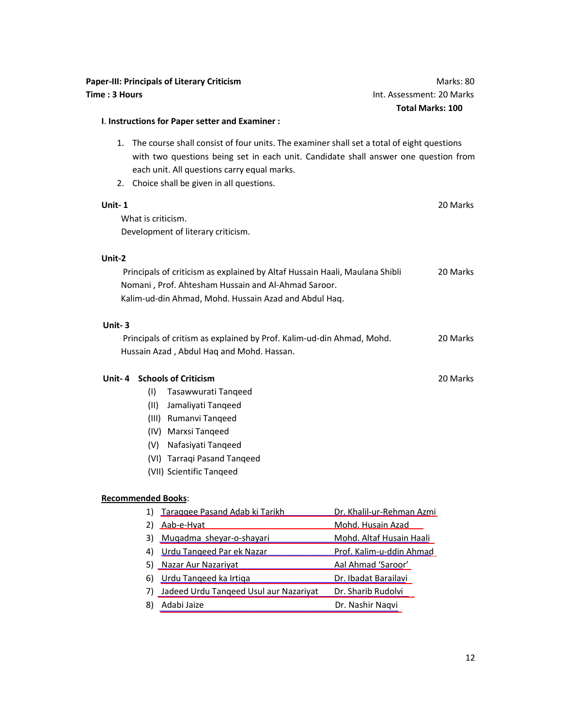**Paper-III: Principals of Literary Criticism** Marks: 80

**Time : 3 Hours** Int. Assessment: 20 Marks

**Total Marks: 100**

**I. Instructions for Paper setter and Examiner :**

1. The course shall consist of four units. The examiner shall set a total of eight questions with two questions being set in each unit. Candidate shall answer one question from each unit. All questions carry equal marks.
2. Choice shall be given in all questions.

**Unit- 1** 20 Marks

What is criticism.

Development of literary criticism.

**Unit-2**

Principals of criticism as explained by Altaf Hussain Haali, Maulana Shibli Nomani , Prof. Ahtesham Hussain and Al-Ahmad Saroor. 20 Marks

Kalim-ud-din Ahmad, Mohd. Hussain Azad and Abdul Haq.

**Unit- 3**

Principals of critism as explained by Prof. Kalim-ud-din Ahmad, Mohd. Hussain Azad , Abdul Haq and Mohd. Hassan. 20 Marks

**Unit- 4 Schools of Criticism** 20 Marks

(I) Tasawwurati Tanqeed
(II) Jamaliyati Tanqeed
(III) Rumanvi Tanqeed
(IV) Marxsi Tanqeed
(V) Nafasiyati Tanqeed
(VI) Tarraqi Pasand Tanqeed
(VII) Scientific Tanqeed

**Recommended Books**:

1) Taraqqee Pasand Adab ki Tarikh — Dr. Khalil-ur-Rehman Azmi
2) Aab-e-Hyat — Mohd. Husain Azad
3) Muqadma sheyar-o-shayari — Mohd. Altaf Husain Haali
4) Urdu Tanqeed Par ek Nazar — Prof. Kalim-u-ddin Ahmad
5) Nazar Aur Nazariyat — Aal Ahmad 'Saroor'
6) Urdu Tanqeed ka Irtiqa — Dr. Ibadat Barailavi
7) Jadeed Urdu Tanqeed Usul aur Nazariyat — Dr. Sharib Rudolvi
8) Adabi Jaize — Dr. Nashir Naqvi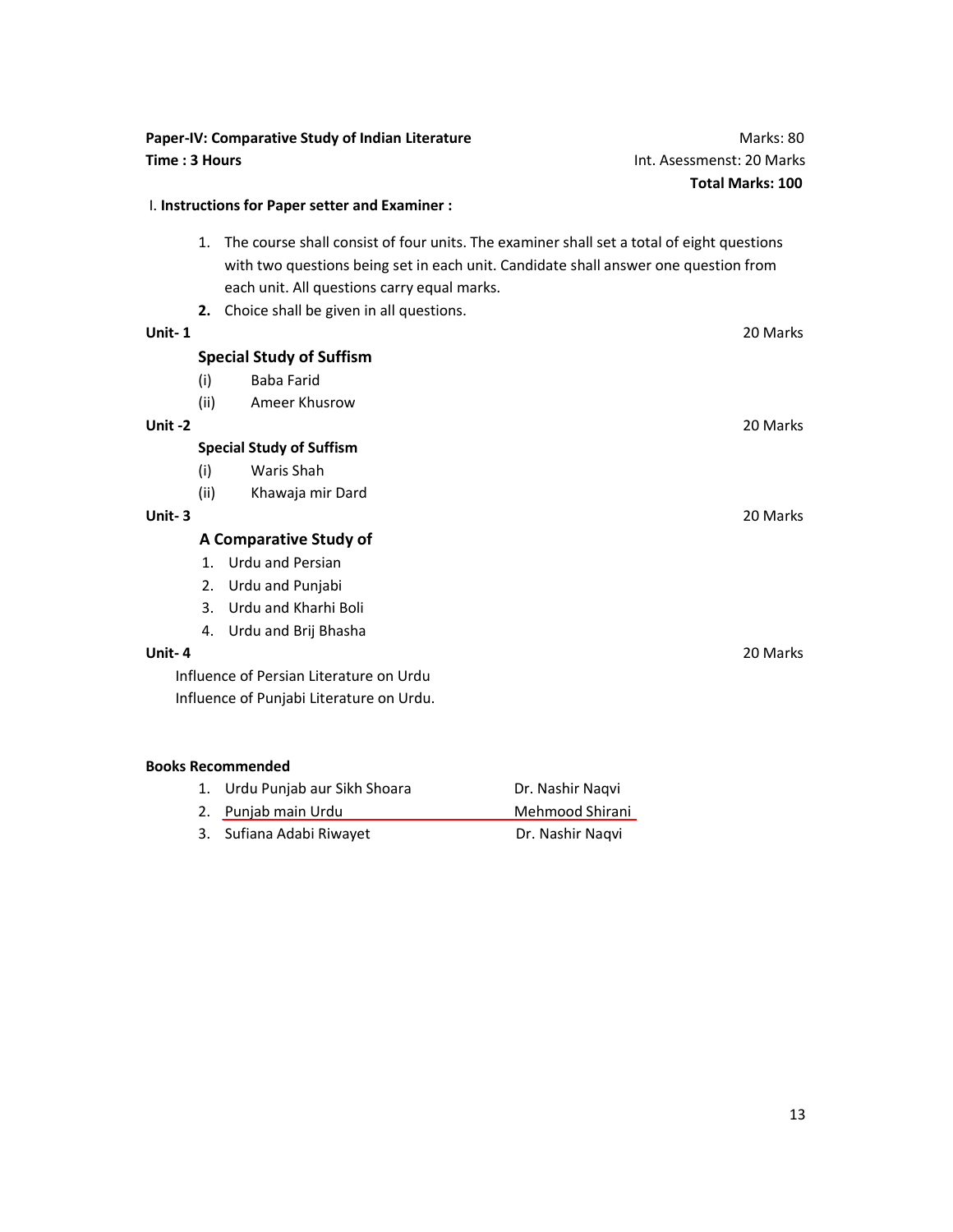**Paper-IV: Comparative Study of Indian Literature** Marks: 80

**Time : 3 Hours** Int. Asessmenst: 20 Marks

**Total Marks: 100**

I. **Instructions for Paper setter and Examiner :**

1. The course shall consist of four units. The examiner shall set a total of eight questions with two questions being set in each unit. Candidate shall answer one question from each unit. All questions carry equal marks.
2. Choice shall be given in all questions.

**Unit- 1** 20 Marks

**Special Study of Suffism**

(i) Baba Farid
(ii) Ameer Khusrow

**Unit -2** 20 Marks

**Special Study of Suffism**

(i) Waris Shah
(ii) Khawaja mir Dard

**Unit- 3** 20 Marks

**A Comparative Study of**

1. Urdu and Persian
2. Urdu and Punjabi
3. Urdu and Kharhi Boli
4. Urdu and Brij Bhasha

**Unit- 4** 20 Marks

Influence of Persian Literature on Urdu

Influence of Punjabi Literature on Urdu.

**Books Recommended**

| | Title | Author |
|---|---|---|
| 1. | Urdu Punjab aur Sikh Shoara | Dr. Nashir Naqvi |
| 2. | Punjab main Urdu | Mehmood Shirani |
| 3. | Sufiana Adabi Riwayet | Dr. Nashir Naqvi |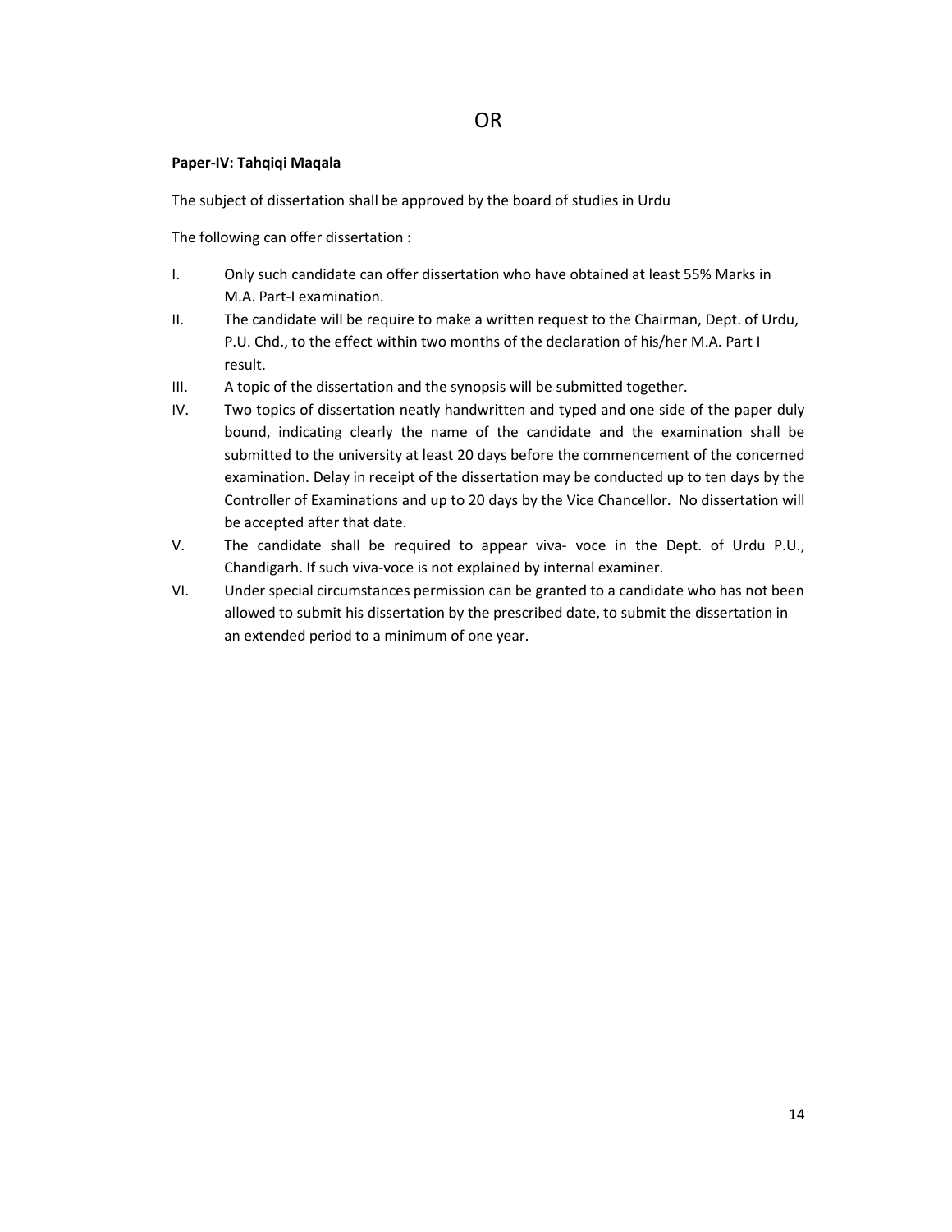OR

**Paper-IV: Tahqiqi Maqala**

The subject of dissertation shall be approved by the board of studies in Urdu

The following can offer dissertation :

I. Only such candidate can offer dissertation who have obtained at least 55% Marks in M.A. Part-I examination.

II. The candidate will be require to make a written request to the Chairman, Dept. of Urdu, P.U. Chd., to the effect within two months of the declaration of his/her M.A. Part I result.

III. A topic of the dissertation and the synopsis will be submitted together.

IV. Two topics of dissertation neatly handwritten and typed and one side of the paper duly bound, indicating clearly the name of the candidate and the examination shall be submitted to the university at least 20 days before the commencement of the concerned examination. Delay in receipt of the dissertation may be conducted up to ten days by the Controller of Examinations and up to 20 days by the Vice Chancellor. No dissertation will be accepted after that date.

V. The candidate shall be required to appear viva- voce in the Dept. of Urdu P.U., Chandigarh. If such viva-voce is not explained by internal examiner.

VI. Under special circumstances permission can be granted to a candidate who has not been allowed to submit his dissertation by the prescribed date, to submit the dissertation in an extended period to a minimum of one year.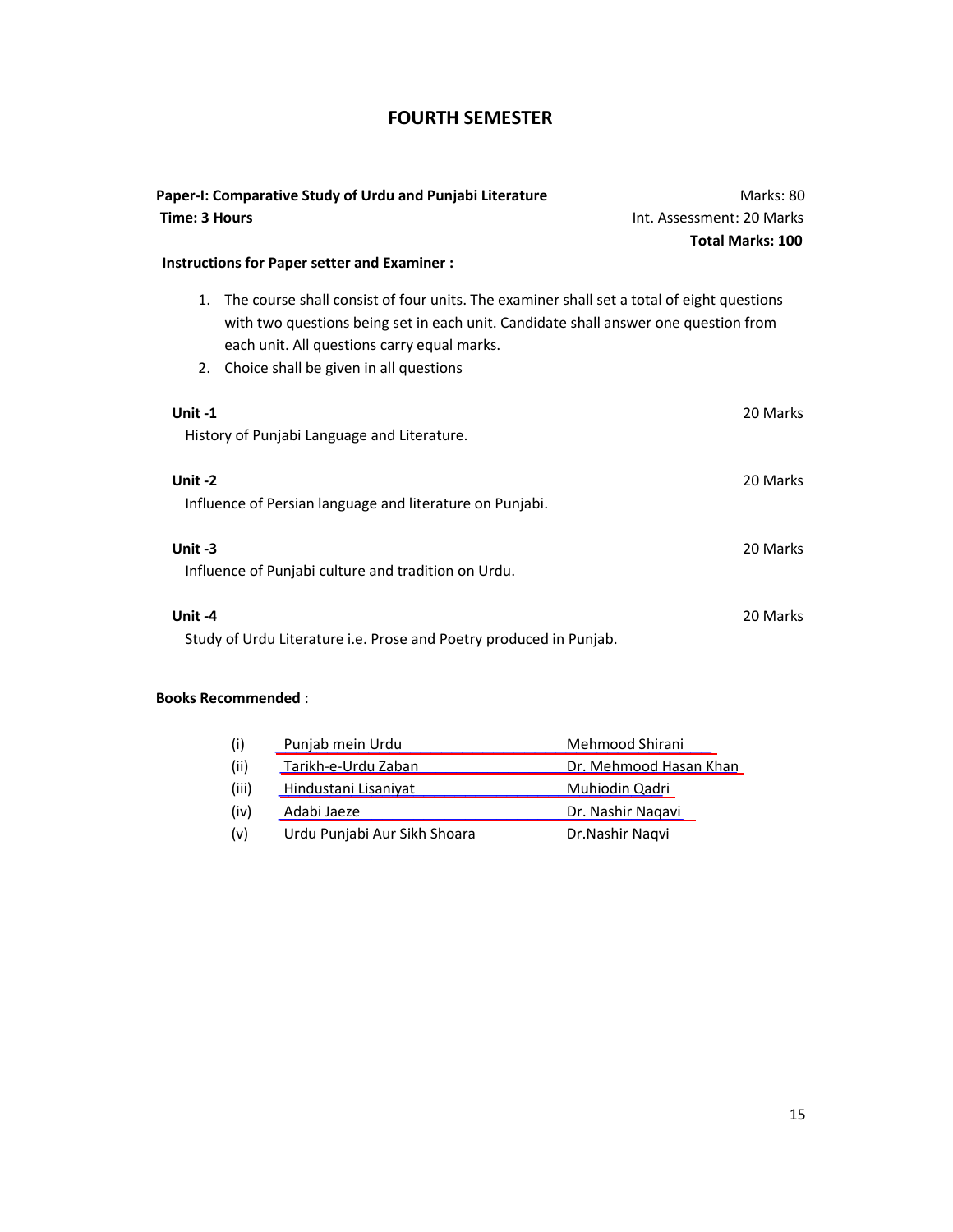# FOURTH SEMESTER

**Paper-I: Comparative Study of Urdu and Punjabi Literature** Marks: 80

**Time: 3 Hours** Int. Assessment: 20 Marks

**Total Marks: 100**

**Instructions for Paper setter and Examiner :**

1. The course shall consist of four units. The examiner shall set a total of eight questions with two questions being set in each unit. Candidate shall answer one question from each unit. All questions carry equal marks.
2. Choice shall be given in all questions

**Unit -1** 20 Marks

History of Punjabi Language and Literature.

**Unit -2** 20 Marks

Influence of Persian language and literature on Punjabi.

**Unit -3** 20 Marks

Influence of Punjabi culture and tradition on Urdu.

**Unit -4** 20 Marks

Study of Urdu Literature i.e. Prose and Poetry produced in Punjab.

**Books Recommended** :

| | | |
|---|---|---|
| (i) | Punjab mein Urdu | Mehmood Shirani |
| (ii) | Tarikh-e-Urdu Zaban | Dr. Mehmood Hasan Khan |
| (iii) | Hindustani Lisaniyat | Muhiodin Qadri |
| (iv) | Adabi Jaeze | Dr. Nashir Naqavi |
| (v) | Urdu Punjabi Aur Sikh Shoara | Dr.Nashir Naqvi |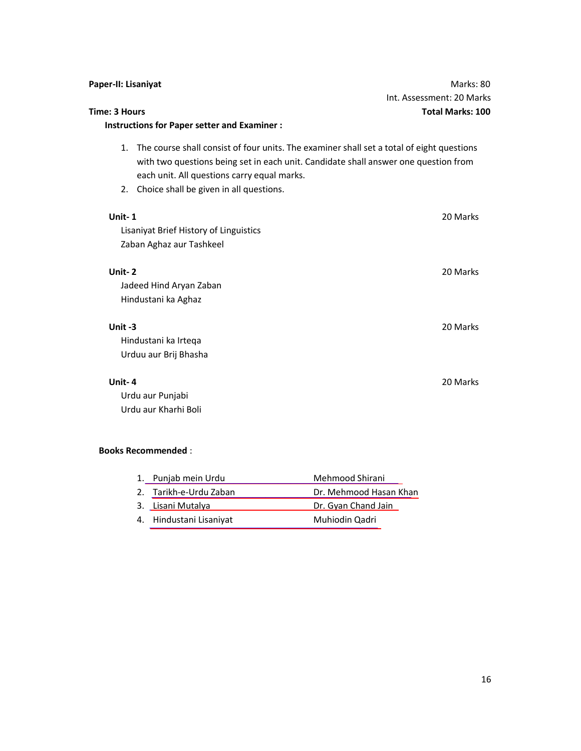**Paper-II: Lisaniyat** Marks: 80

Int. Assessment: 20 Marks

**Time: 3 Hours** **Total Marks: 100**

**Instructions for Paper setter and Examiner :**

1. The course shall consist of four units. The examiner shall set a total of eight questions with two questions being set in each unit. Candidate shall answer one question from each unit. All questions carry equal marks.
2. Choice shall be given in all questions.

**Unit- 1** 20 Marks

Lisaniyat Brief History of Linguistics
Zaban Aghaz aur Tashkeel

**Unit- 2** 20 Marks

Jadeed Hind Aryan Zaban
Hindustani ka Aghaz

**Unit -3** 20 Marks

Hindustani ka Irteqa
Urduu aur Brij Bhasha

**Unit- 4** 20 Marks

Urdu aur Punjabi
Urdu aur Kharhi Boli

**Books Recommended** :

| | Title | Author |
|---|---|---|
| 1. | Punjab mein Urdu | Mehmood Shirani |
| 2. | Tarikh-e-Urdu Zaban | Dr. Mehmood Hasan Khan |
| 3. | Lisani Mutalya | Dr. Gyan Chand Jain |
| 4. | Hindustani Lisaniyat | Muhiodin Qadri |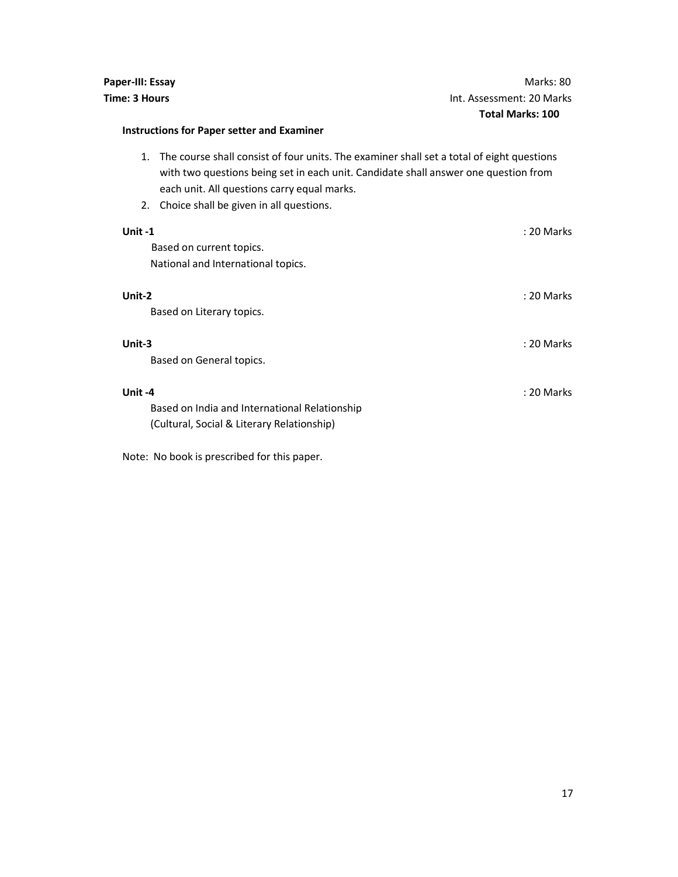**Paper-III: Essay** Marks: 80

**Time: 3 Hours** Int. Assessment: 20 Marks

**Total Marks: 100**

**Instructions for Paper setter and Examiner**

1. The course shall consist of four units. The examiner shall set a total of eight questions with two questions being set in each unit. Candidate shall answer one question from each unit. All questions carry equal marks.
2. Choice shall be given in all questions.

**Unit -1** : 20 Marks

Based on current topics.
National and International topics.

**Unit-2** : 20 Marks

Based on Literary topics.

**Unit-3** : 20 Marks

Based on General topics.

**Unit -4** : 20 Marks

Based on India and International Relationship
(Cultural, Social & Literary Relationship)

Note: No book is prescribed for this paper.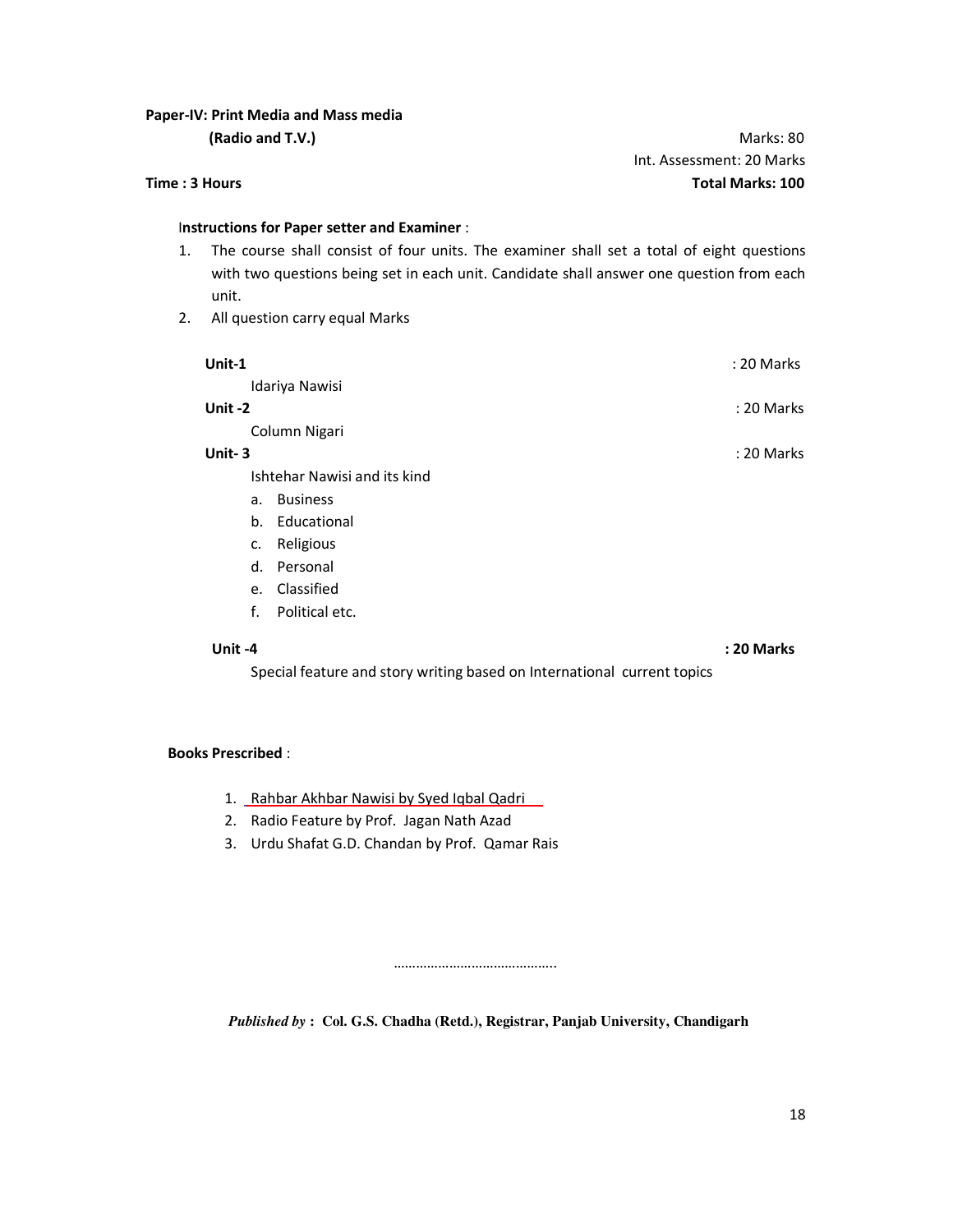**Paper-IV: Print Media and Mass media**
**(Radio and T.V.)**

Marks: 80
Int. Assessment: 20 Marks

**Time : 3 Hours** **Total Marks: 100**

**Instructions for Paper setter and Examiner** :

1. The course shall consist of four units. The examiner shall set a total of eight questions with two questions being set in each unit. Candidate shall answer one question from each unit.
2. All question carry equal Marks

**Unit-1** : 20 Marks

Idariya Nawisi

**Unit -2** : 20 Marks

Column Nigari

**Unit- 3** : 20 Marks

Ishtehar Nawisi and its kind

a. Business
b. Educational
c. Religious
d. Personal
e. Classified
f. Political etc.

**Unit -4** **: 20 Marks**

Special feature and story writing based on International current topics

**Books Prescribed** :

1. Rahbar Akhbar Nawisi by Syed Iqbal Qadri
2. Radio Feature by Prof. Jagan Nath Azad
3. Urdu Shafat G.D. Chandan by Prof. Qamar Rais

…………………………………..

***Published by*** **: Col. G.S. Chadha (Retd.), Registrar, Panjab University, Chandigarh**